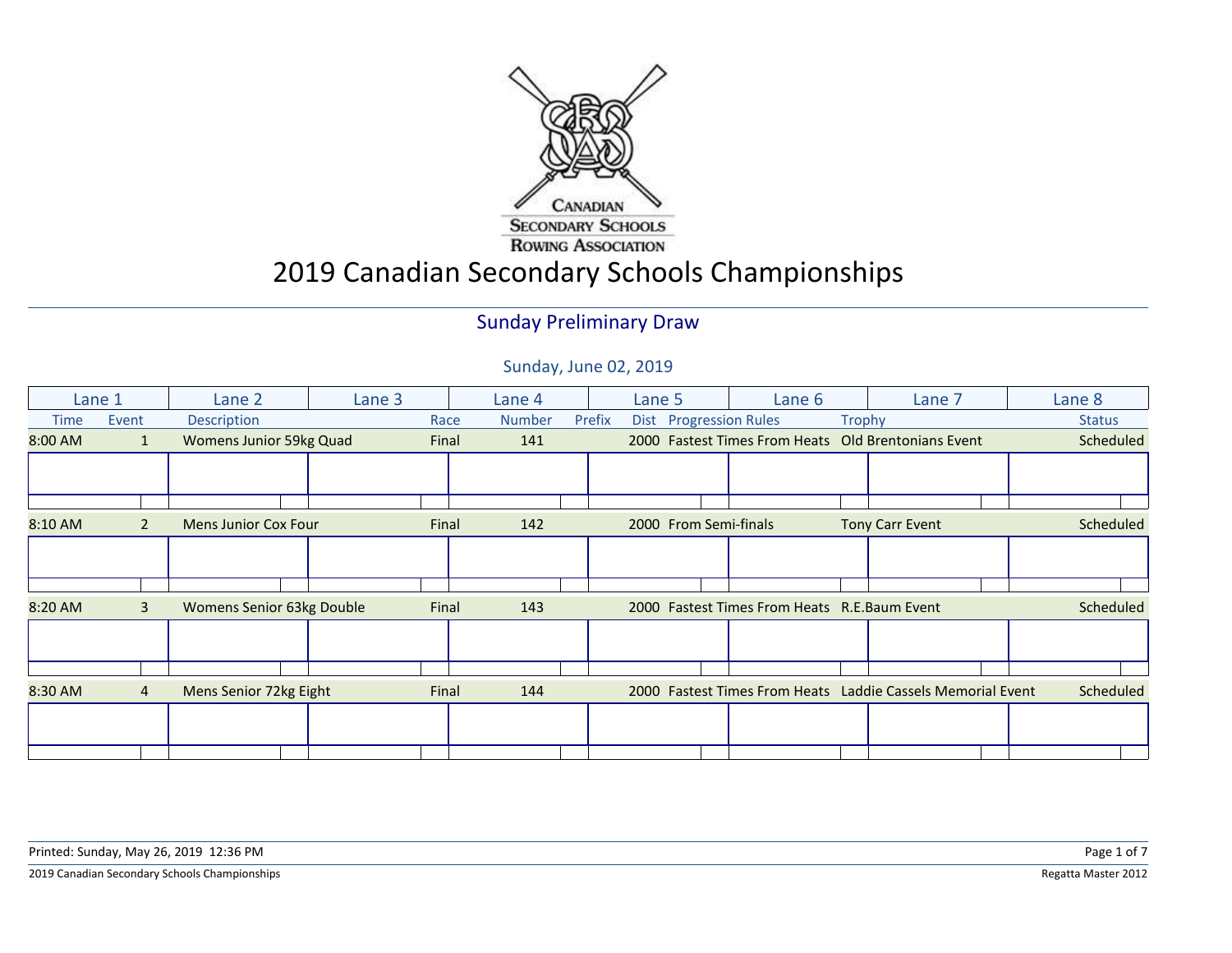CANADIAN SECONDARY SCHOOLS ROWING ASSOCIATION

# 2019 Canadian Secondary Schools Championships

## Sunday Preliminary Draw

Sunday, June 02, 2019

| Lane 1 | | Lane 2 | Lane 3 | | Lane 4 | | Lane 5 | | Lane 6 | Lane 7 | Lane 8 |
|---|---|---|---|---|---|---|---|---|---|---|---|
| Time | Event | Description | | Race | Number | Prefix | Dist | Progression Rules | | Trophy | Status |
| 8:00 AM | 1 | Womens Junior 59kg Quad | | Final | 141 | | 2000 | Fastest Times From Heats | | Old Brentonians Event | Scheduled |
| 8:10 AM | 2 | Mens Junior Cox Four | | Final | 142 | | 2000 | From Semi-finals | | Tony Carr Event | Scheduled |
| 8:20 AM | 3 | Womens Senior 63kg Double | | Final | 143 | | 2000 | Fastest Times From Heats | | R.E.Baum Event | Scheduled |
| 8:30 AM | 4 | Mens Senior 72kg Eight | | Final | 144 | | 2000 | Fastest Times From Heats | | Laddie Cassels Memorial Event | Scheduled |

Printed: Sunday, May 26, 2019 12:36 PM

Regatta Master 2012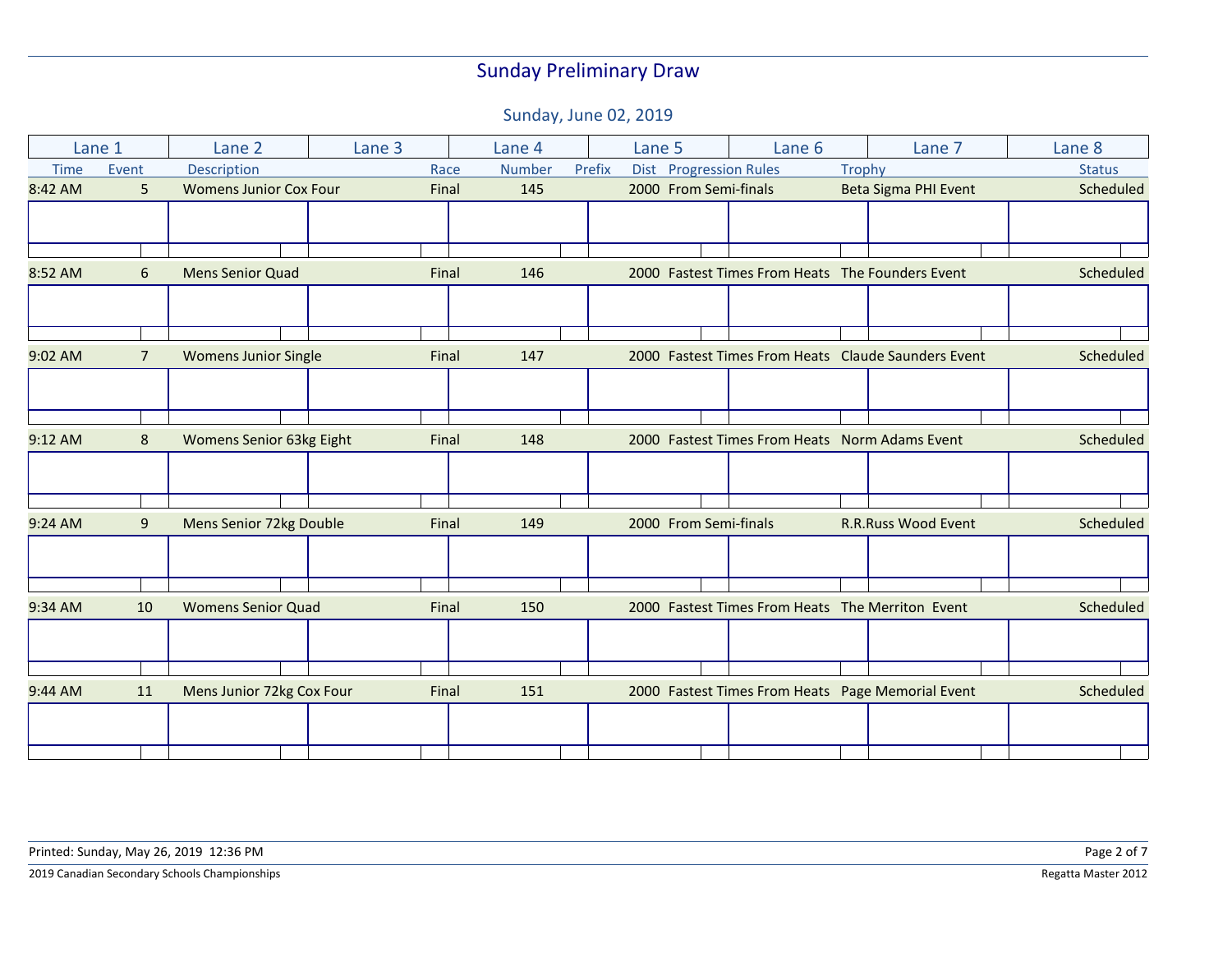# Sunday Preliminary Draw

## Sunday, June 02, 2019

| Time | Event | Description | Race | Number | Prefix | Dist | Progression Rules | Trophy | Status |
|---|---|---|---|---|---|---|---|---|---|
| 8:42 AM | 5 | Womens Junior Cox Four | Final | 145 | | 2000 | From Semi-finals | Beta Sigma PHI Event | Scheduled |
| 8:52 AM | 6 | Mens Senior Quad | Final | 146 | | 2000 | Fastest Times From Heats | The Founders Event | Scheduled |
| 9:02 AM | 7 | Womens Junior Single | Final | 147 | | 2000 | Fastest Times From Heats | Claude Saunders Event | Scheduled |
| 9:12 AM | 8 | Womens Senior 63kg Eight | Final | 148 | | 2000 | Fastest Times From Heats | Norm Adams Event | Scheduled |
| 9:24 AM | 9 | Mens Senior 72kg Double | Final | 149 | | 2000 | From Semi-finals | R.R.Russ Wood Event | Scheduled |
| 9:34 AM | 10 | Womens Senior Quad | Final | 150 | | 2000 | Fastest Times From Heats | The Merriton Event | Scheduled |
| 9:44 AM | 11 | Mens Junior 72kg Cox Four | Final | 151 | | 2000 | Fastest Times From Heats | Page Memorial Event | Scheduled |

Lanes: Lane 1 | Lane 2 | Lane 3 | Lane 4 | Lane 5 | Lane 6 | Lane 7 | Lane 8

Printed: Sunday, May 26, 2019 12:36 PM

2019 Canadian Secondary Schools Championships

Regatta Master 2012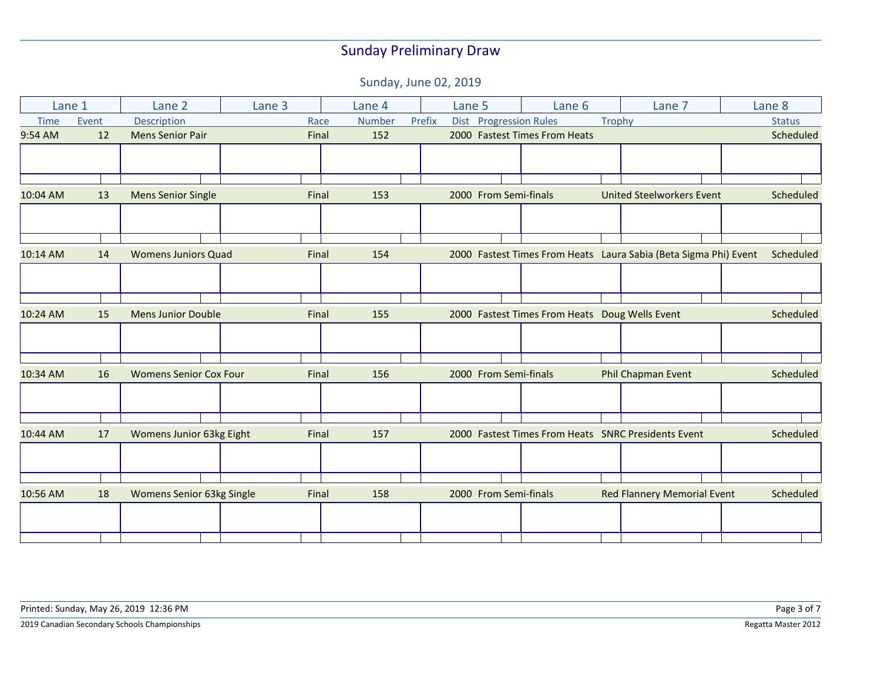# Sunday Preliminary Draw

## Sunday, June 02, 2019

| Lane 1 | | Lane 2 | Lane 3 | Lane 4 | | Lane 5 | Lane 6 | Lane 7 | Lane 8 |
|---|---|---|---|---|---|---|---|---|---|
| Time | Event | Description | Race | Number | Prefix | Dist | Progression Rules | Trophy | Status |
| 9:54 AM | 12 | Mens Senior Pair | Final | 152 | | 2000 | Fastest Times From Heats | | Scheduled |
| 10:04 AM | 13 | Mens Senior Single | Final | 153 | | 2000 | From Semi-finals | United Steelworkers Event | Scheduled |
| 10:14 AM | 14 | Womens Juniors Quad | Final | 154 | | 2000 | Fastest Times From Heats | Laura Sabia (Beta Sigma Phi) Event | Scheduled |
| 10:24 AM | 15 | Mens Junior Double | Final | 155 | | 2000 | Fastest Times From Heats | Doug Wells Event | Scheduled |
| 10:34 AM | 16 | Womens Senior Cox Four | Final | 156 | | 2000 | From Semi-finals | Phil Chapman Event | Scheduled |
| 10:44 AM | 17 | Womens Junior 63kg Eight | Final | 157 | | 2000 | Fastest Times From Heats | SNRC Presidents Event | Scheduled |
| 10:56 AM | 18 | Womens Senior 63kg Single | Final | 158 | | 2000 | From Semi-finals | Red Flannery Memorial Event | Scheduled |

Printed: Sunday, May 26, 2019 12:36 PM

2019 Canadian Secondary Schools Championships

Regatta Master 2012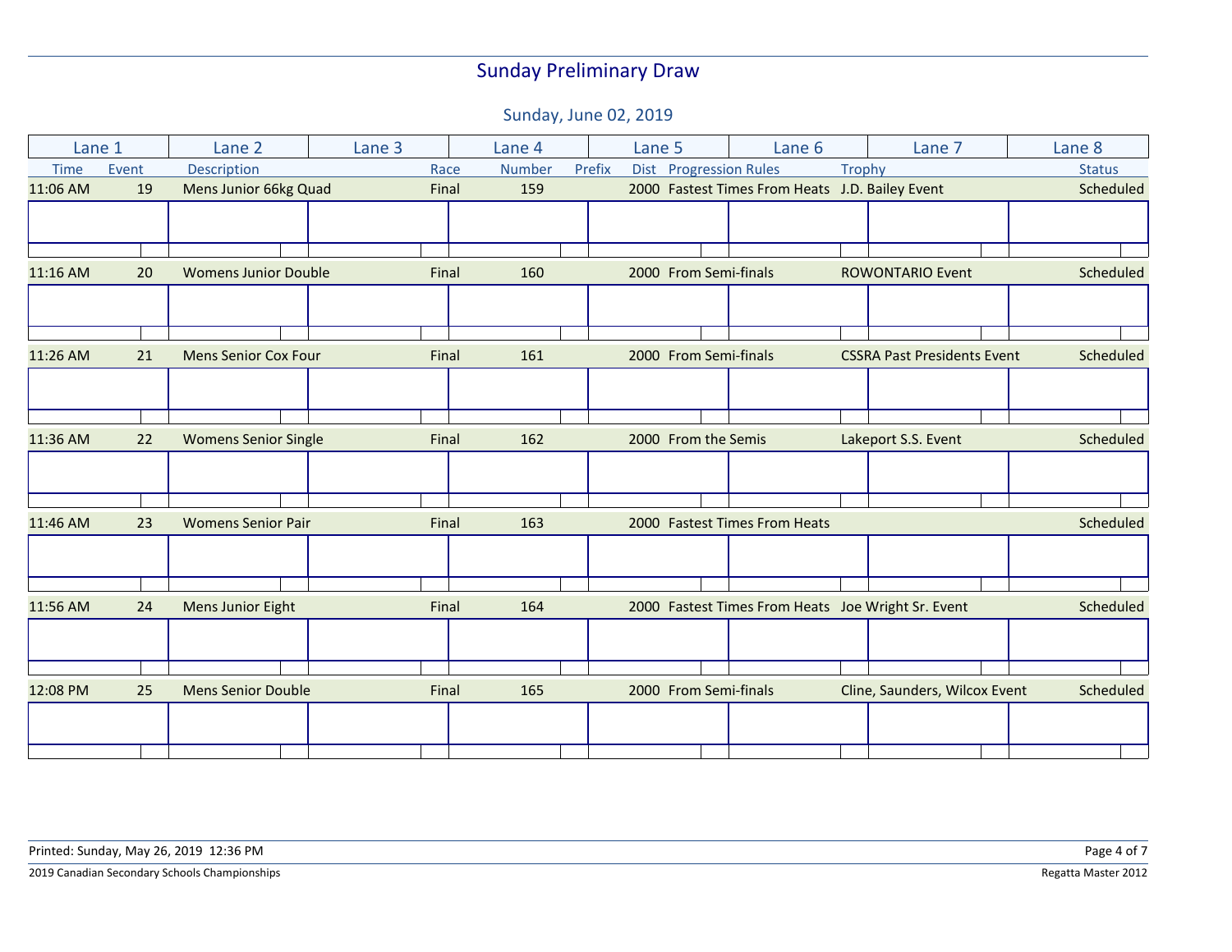# Sunday Preliminary Draw

Sunday, June 02, 2019

| Lane 1 | Lane 2 | Lane 3 | Lane 4 | Lane 5 | Lane 6 | Lane 7 | Lane 8 |
|---|---|---|---|---|---|---|---|

| Time | Event | Description | Race | Number | Prefix | Dist | Progression Rules | Trophy | Status |
|---|---|---|---|---|---|---|---|---|---|
| 11:06 AM | 19 | Mens Junior 66kg Quad | Final | 159 | | 2000 | Fastest Times From Heats | J.D. Bailey Event | Scheduled |
| 11:16 AM | 20 | Womens Junior Double | Final | 160 | | 2000 | From Semi-finals | ROWONTARIO Event | Scheduled |
| 11:26 AM | 21 | Mens Senior Cox Four | Final | 161 | | 2000 | From Semi-finals | CSSRA Past Presidents Event | Scheduled |
| 11:36 AM | 22 | Womens Senior Single | Final | 162 | | 2000 | From the Semis | Lakeport S.S. Event | Scheduled |
| 11:46 AM | 23 | Womens Senior Pair | Final | 163 | | 2000 | Fastest Times From Heats | | Scheduled |
| 11:56 AM | 24 | Mens Junior Eight | Final | 164 | | 2000 | Fastest Times From Heats | Joe Wright Sr. Event | Scheduled |
| 12:08 PM | 25 | Mens Senior Double | Final | 165 | | 2000 | From Semi-finals | Cline, Saunders, Wilcox Event | Scheduled |

Printed: Sunday, May 26, 2019 12:36 PM

2019 Canadian Secondary Schools Championships

Regatta Master 2012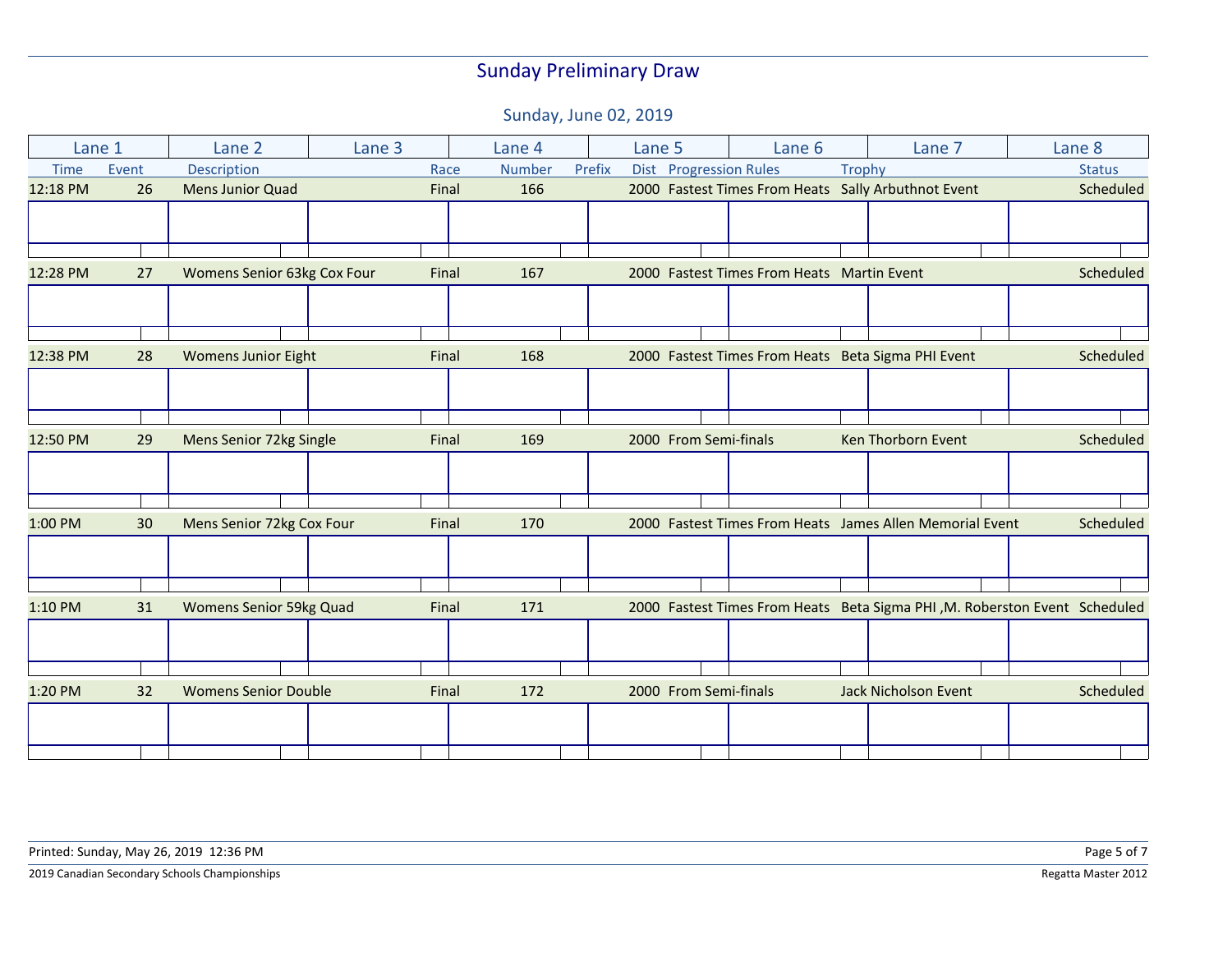# Sunday Preliminary Draw

## Sunday, June 02, 2019

| Lane 1 | Lane 2 | Lane 3 | Lane 4 | Lane 5 | Lane 6 | Lane 7 | Lane 8 |
|---|---|---|---|---|---|---|---|

| Time | Event | Description | Race | Number | Prefix | Dist | Progression Rules | Trophy | Status |
|---|---|---|---|---|---|---|---|---|---|
| 12:18 PM | 26 | Mens Junior Quad | Final | 166 | | 2000 | Fastest Times From Heats | Sally Arbuthnot Event | Scheduled |
| 12:28 PM | 27 | Womens Senior 63kg Cox Four | Final | 167 | | 2000 | Fastest Times From Heats | Martin Event | Scheduled |
| 12:38 PM | 28 | Womens Junior Eight | Final | 168 | | 2000 | Fastest Times From Heats | Beta Sigma PHI Event | Scheduled |
| 12:50 PM | 29 | Mens Senior 72kg Single | Final | 169 | | 2000 | From Semi-finals | Ken Thorborn Event | Scheduled |
| 1:00 PM | 30 | Mens Senior 72kg Cox Four | Final | 170 | | 2000 | Fastest Times From Heats | James Allen Memorial Event | Scheduled |
| 1:10 PM | 31 | Womens Senior 59kg Quad | Final | 171 | | 2000 | Fastest Times From Heats | Beta Sigma PHI ,M. Roberston Event | Scheduled |
| 1:20 PM | 32 | Womens Senior Double | Final | 172 | | 2000 | From Semi-finals | Jack Nicholson Event | Scheduled |

Printed: Sunday, May 26, 2019 12:36 PM

2019 Canadian Secondary Schools Championships

Regatta Master 2012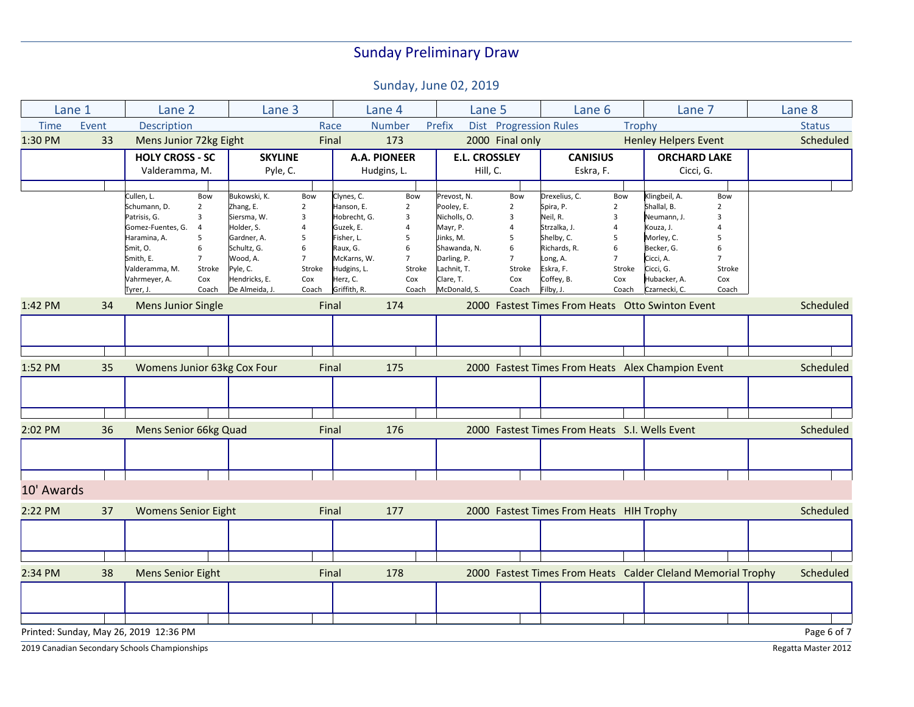# Sunday Preliminary Draw

## Sunday, June 02, 2019

| Lane 1 | Lane 2 | Lane 3 | Lane 4 | Lane 5 | Lane 6 | Lane 7 | Lane 8 |
|---|---|---|---|---|---|---|---|

| Time | Event | Description | Race | Number | Prefix | Dist | Progression Rules | Trophy | Status |
|---|---|---|---|---|---|---|---|---|---|
| 1:30 PM | 33 | Mens Junior 72kg Eight | Final | 173 | | 2000 | Final only | Henley Helpers Event | Scheduled |

| Lane 1 | Lane 2 | Lane 3 | Lane 4 | Lane 5 | Lane 6 | Lane 7 | Lane 8 |
|---|---|---|---|---|---|---|---|
| | **HOLY CROSS - SC** | **SKYLINE** | **A.A. PIONEER** | **E.L. CROSSLEY** | **CANISIUS** | **ORCHARD LAKE** | |
| | Valderamma, M. | Pyle, C. | Hudgins, L. | Hill, C. | Eskra, F. | Cicci, G. | |

| Seat | HOLY CROSS - SC | SKYLINE | A.A. PIONEER | E.L. CROSSLEY | CANISIUS | ORCHARD LAKE |
|---|---|---|---|---|---|---|
| Bow | Cullen, L. | Bukowski, K. | Clynes, C. | Prevost, N. | Drexelius, C. | Klingbeil, A. |
| 2 | Schumann, D. | Zhang, E. | Hanson, E. | Pooley, E. | Spira, P. | Shallal, B. |
| 3 | Patrisis, G. | Siersma, W. | Hobrecht, G. | Nicholls, O. | Neil, R. | Neumann, J. |
| 4 | Gomez-Fuentes, G. | Holder, S. | Guzek, E. | Mayr, P. | Strzalka, J. | Kouza, J. |
| 5 | Haramina, A. | Gardner, A. | Fisher, L. | Jinks, M. | Shelby, C. | Morley, C. |
| 6 | Smit, O. | Schultz, G. | Raux, G. | Shawanda, N. | Richards, R. | Becker, G. |
| 7 | Smith, E. | Wood, A. | McKarns, W. | Darling, P. | Long, A. | Cicci, A. |
| Stroke | Valderamma, M. | Pyle, C. | Hudgins, L. | Lachnit, T. | Eskra, F. | Cicci, G. |
| Cox | Vahrmeyer, A. | Hendricks, E. | Herz, C. | Clare, T. | Coffey, B. | Hubacker, A. |
| Coach | Tyrer, J. | De Almeida, J. | Griffith, R. | McDonald, S. | Filby, J. | Czarnecki, C. |

| Time | Event | Description | Race | Number | Prefix | Dist | Progression Rules | Trophy | Status |
|---|---|---|---|---|---|---|---|---|---|
| 1:42 PM | 34 | Mens Junior Single | Final | 174 | | 2000 | Fastest Times From Heats | Otto Swinton Event | Scheduled |
| 1:52 PM | 35 | Womens Junior 63kg Cox Four | Final | 175 | | 2000 | Fastest Times From Heats | Alex Champion Event | Scheduled |
| 2:02 PM | 36 | Mens Senior 66kg Quad | Final | 176 | | 2000 | Fastest Times From Heats | S.I. Wells Event | Scheduled |

**10' Awards**

| Time | Event | Description | Race | Number | Prefix | Dist | Progression Rules | Trophy | Status |
|---|---|---|---|---|---|---|---|---|---|
| 2:22 PM | 37 | Womens Senior Eight | Final | 177 | | 2000 | Fastest Times From Heats | HIH Trophy | Scheduled |
| 2:34 PM | 38 | Mens Senior Eight | Final | 178 | | 2000 | Fastest Times From Heats | Calder Cleland Memorial Trophy | Scheduled |

Printed: Sunday, May 26, 2019 12:36 PM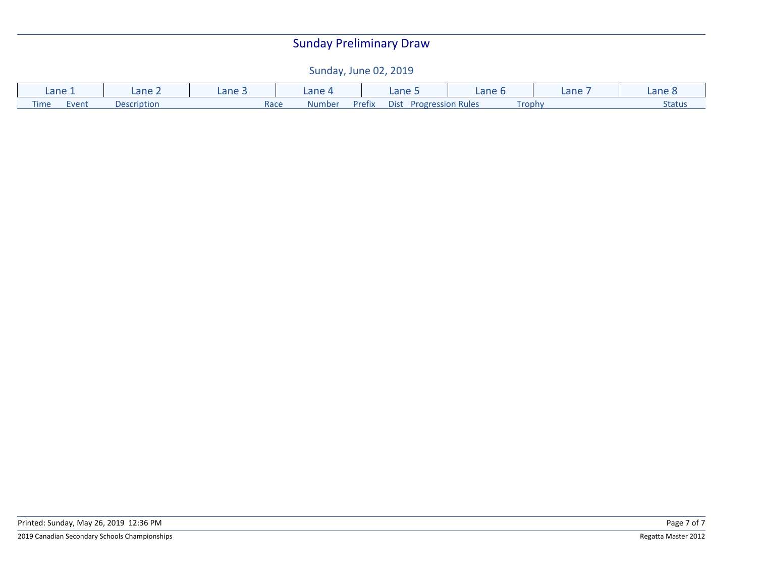# Sunday Preliminary Draw

Sunday, June 02, 2019

| Lane 1 | Lane 2 | Lane 3 | Lane 4 | Lane 5 | Lane 6 | Lane 7 | Lane 8 |
|---|---|---|---|---|---|---|---|

Time Event Description Race Number Prefix Dist Progression Rules Trophy Status